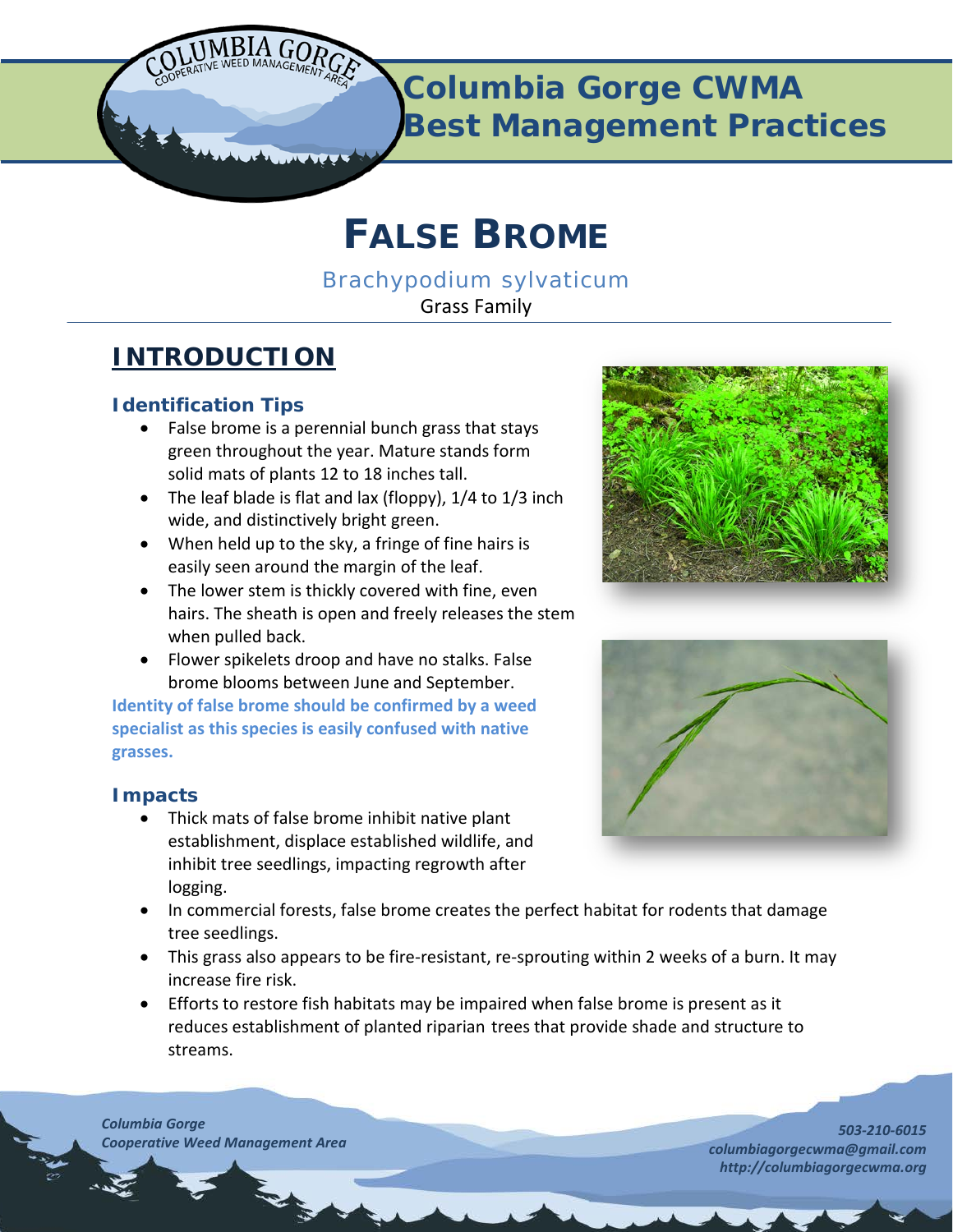# Columbia Gorge CWMA Best Management Practices

# FALSE BROME

*Brachypodium sylvaticum*

Grass Family

## INTRODUCTION

### Identification Tips

- False brome is a perennial bunch grass that stays green throughout the year. Mature stands form solid mats of plants 12 to 18 inches tall.
- The leaf blade is flat and lax (floppy), 1/4 to 1/3 inch wide, and distinctively bright green.
- When held up to the sky, a fringe of fine hairs is easily seen around the margin of the leaf.
- The lower stem is thickly covered with fine, even hairs. The sheath is open and freely releases the stem when pulled back.
- Flower spikelets droop and have no stalks. False brome blooms between June and September.

**Identity of false brome should be confirmed by a weed specialist as this species is easily confused with native grasses.**

### Impacts

- Thick mats of false brome inhibit native plant establishment, displace established wildlife, and inhibit tree seedlings, impacting regrowth after logging.
- In commercial forests, false brome creates the perfect habitat for rodents that damage tree seedlings.
- This grass also appears to be fire-resistant, re-sprouting within 2 weeks of a burn. It may increase fire risk.
- Efforts to restore fish habitats may be impaired when false brome is present as it reduces establishment of planted riparian trees that provide shade and structure to streams.

*Columbia Gorge Cooperative Weed Management Area*

*503-210-6015*
*columbiagorgecwma@gmail.com*
*http://columbiagorgecwma.org*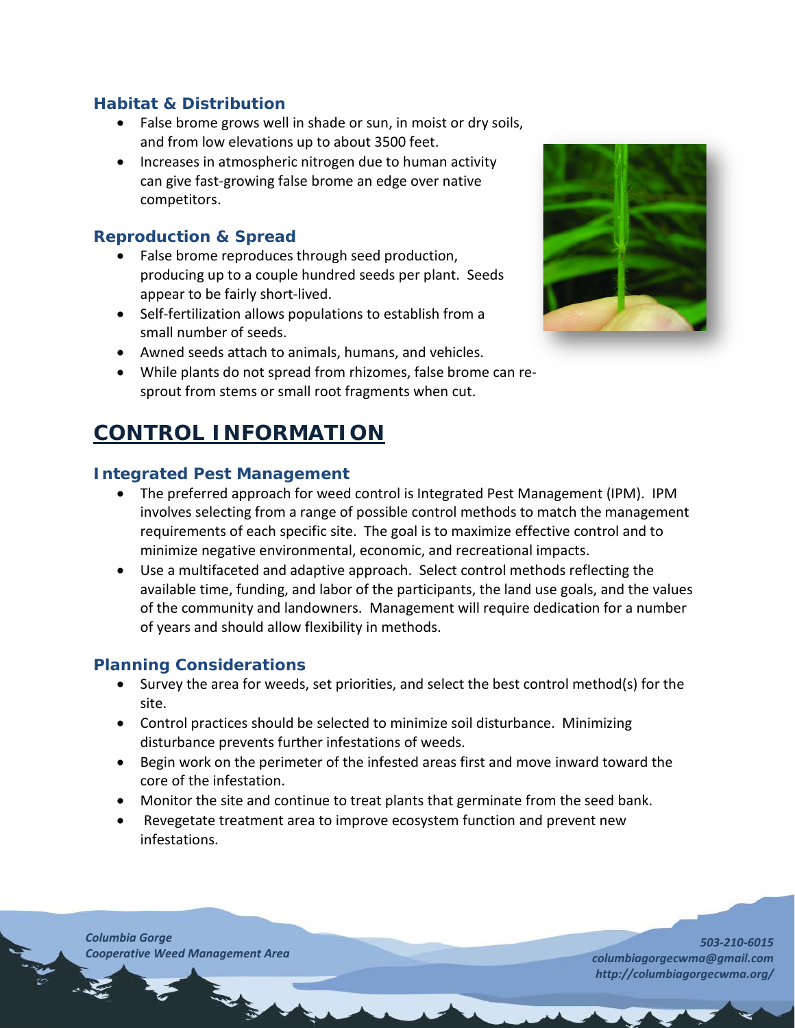### Habitat & Distribution

- False brome grows well in shade or sun, in moist or dry soils, and from low elevations up to about 3500 feet.
- Increases in atmospheric nitrogen due to human activity can give fast-growing false brome an edge over native competitors.

### Reproduction & Spread

- False brome reproduces through seed production, producing up to a couple hundred seeds per plant. Seeds appear to be fairly short-lived.
- Self-fertilization allows populations to establish from a small number of seeds.
- Awned seeds attach to animals, humans, and vehicles.
- While plants do not spread from rhizomes, false brome can re-sprout from stems or small root fragments when cut.

## CONTROL INFORMATION

### Integrated Pest Management

- The preferred approach for weed control is Integrated Pest Management (IPM). IPM involves selecting from a range of possible control methods to match the management requirements of each specific site. The goal is to maximize effective control and to minimize negative environmental, economic, and recreational impacts.
- Use a multifaceted and adaptive approach. Select control methods reflecting the available time, funding, and labor of the participants, the land use goals, and the values of the community and landowners. Management will require dedication for a number of years and should allow flexibility in methods.

### Planning Considerations

- Survey the area for weeds, set priorities, and select the best control method(s) for the site.
- Control practices should be selected to minimize soil disturbance. Minimizing disturbance prevents further infestations of weeds.
- Begin work on the perimeter of the infested areas first and move inward toward the core of the infestation.
- Monitor the site and continue to treat plants that germinate from the seed bank.
- Revegetate treatment area to improve ecosystem function and prevent new infestations.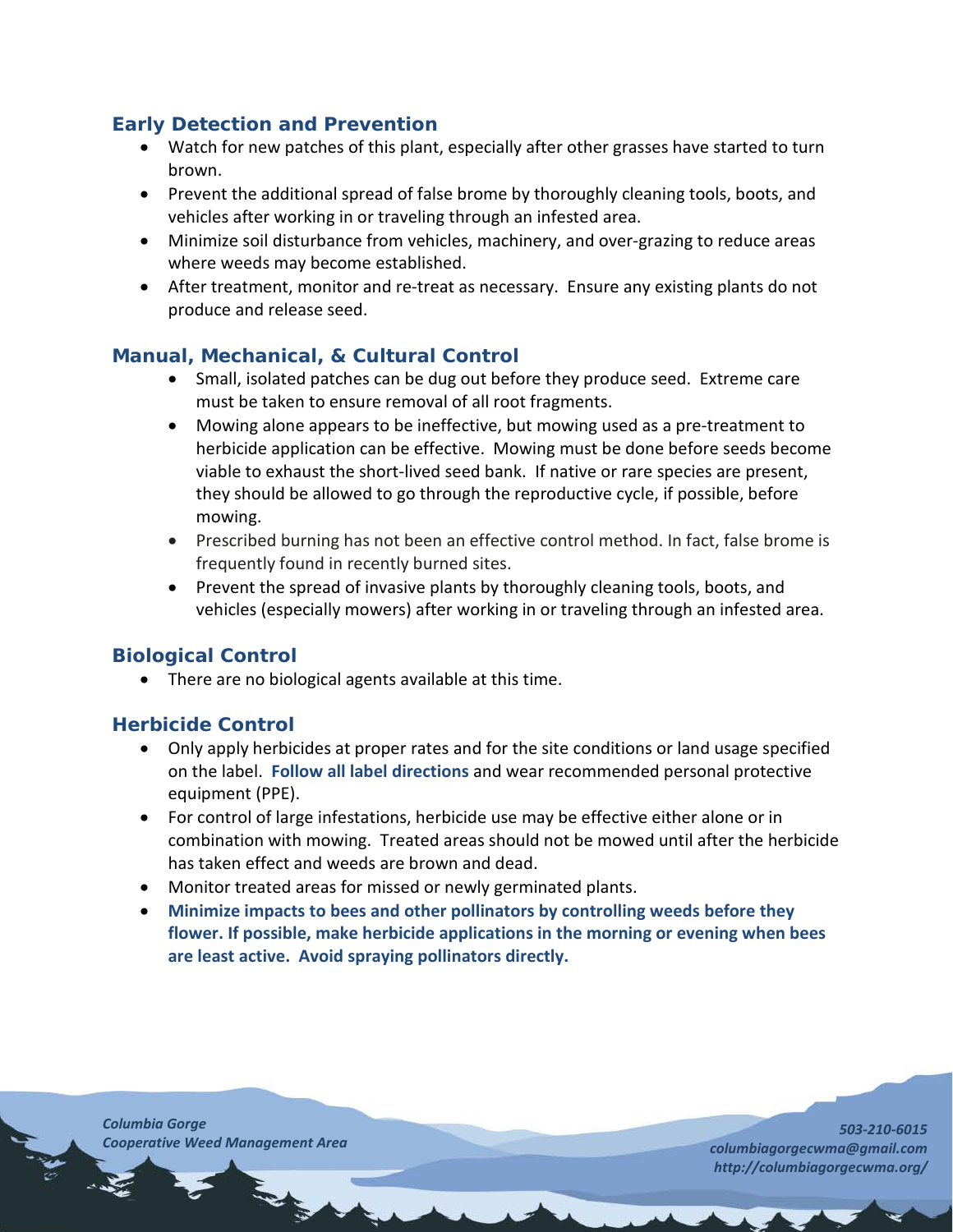## Early Detection and Prevention

- Watch for new patches of this plant, especially after other grasses have started to turn brown.
- Prevent the additional spread of false brome by thoroughly cleaning tools, boots, and vehicles after working in or traveling through an infested area.
- Minimize soil disturbance from vehicles, machinery, and over-grazing to reduce areas where weeds may become established.
- After treatment, monitor and re-treat as necessary. Ensure any existing plants do not produce and release seed.

## Manual, Mechanical, & Cultural Control

- Small, isolated patches can be dug out before they produce seed. Extreme care must be taken to ensure removal of all root fragments.
- Mowing alone appears to be ineffective, but mowing used as a pre-treatment to herbicide application can be effective. Mowing must be done before seeds become viable to exhaust the short-lived seed bank. If native or rare species are present, they should be allowed to go through the reproductive cycle, if possible, before mowing.
- Prescribed burning has not been an effective control method. In fact, false brome is frequently found in recently burned sites.
- Prevent the spread of invasive plants by thoroughly cleaning tools, boots, and vehicles (especially mowers) after working in or traveling through an infested area.

## Biological Control

- There are no biological agents available at this time.

## Herbicide Control

- Only apply herbicides at proper rates and for the site conditions or land usage specified on the label. **Follow all label directions** and wear recommended personal protective equipment (PPE).
- For control of large infestations, herbicide use may be effective either alone or in combination with mowing. Treated areas should not be mowed until after the herbicide has taken effect and weeds are brown and dead.
- Monitor treated areas for missed or newly germinated plants.
- **Minimize impacts to bees and other pollinators by controlling weeds before they flower. If possible, make herbicide applications in the morning or evening when bees are least active. Avoid spraying pollinators directly.**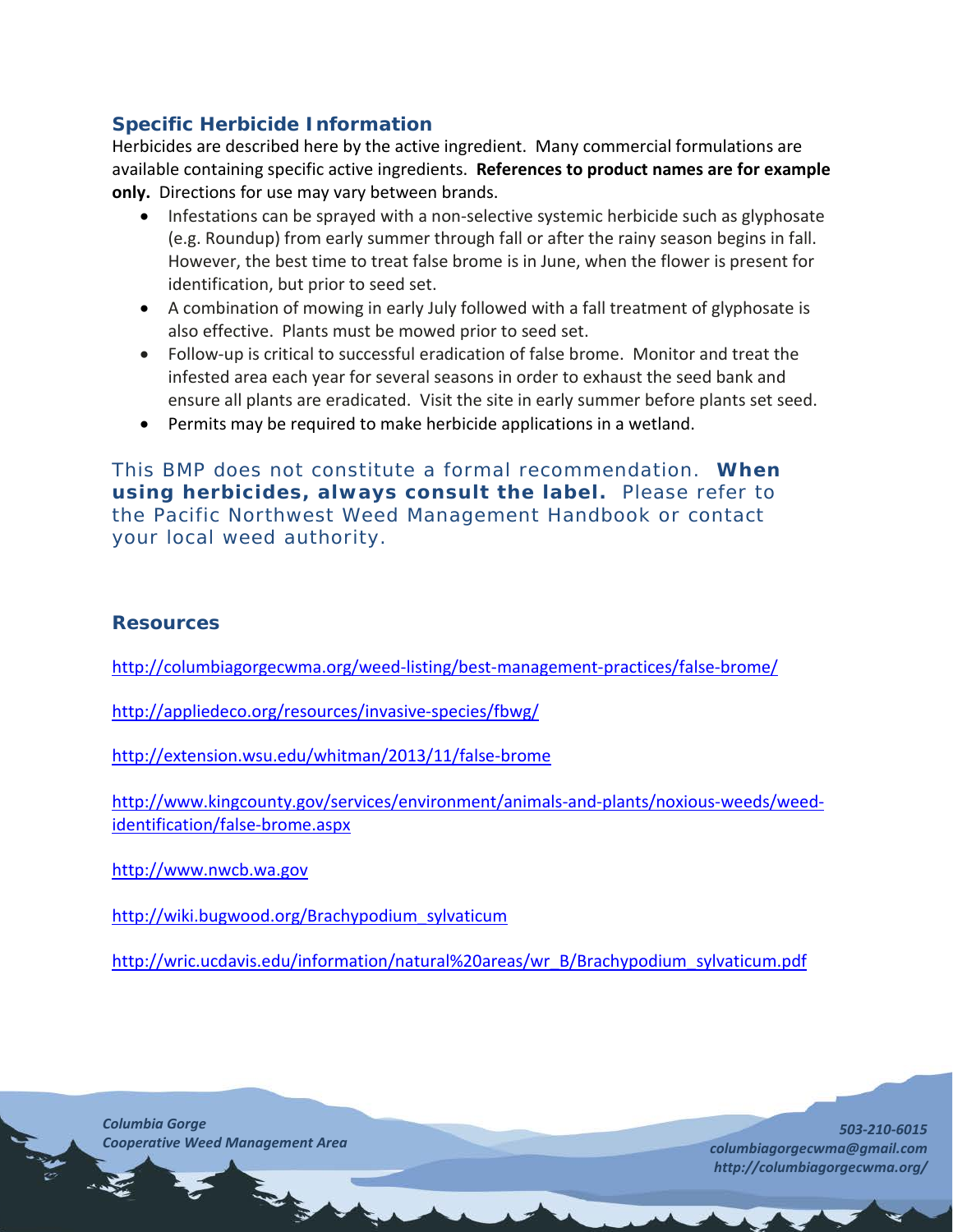### Specific Herbicide Information

Herbicides are described here by the active ingredient. Many commercial formulations are available containing specific active ingredients. **References to product names are for example only.** Directions for use may vary between brands.

- Infestations can be sprayed with a non-selective systemic herbicide such as glyphosate (e.g. Roundup) from early summer through fall or after the rainy season begins in fall. However, the best time to treat false brome is in June, when the flower is present for identification, but prior to seed set.
- A combination of mowing in early July followed with a fall treatment of glyphosate is also effective. Plants must be mowed prior to seed set.
- Follow-up is critical to successful eradication of false brome. Monitor and treat the infested area each year for several seasons in order to exhaust the seed bank and ensure all plants are eradicated. Visit the site in early summer before plants set seed.
- Permits may be required to make herbicide applications in a wetland.

This BMP does not constitute a formal recommendation. **When using herbicides, always consult the label.** Please refer to the Pacific Northwest Weed Management Handbook or contact your local weed authority.

### Resources

http://columbiagorgecwma.org/weed-listing/best-management-practices/false-brome/

http://appliedeco.org/resources/invasive-species/fbwg/

http://extension.wsu.edu/whitman/2013/11/false-brome

http://www.kingcounty.gov/services/environment/animals-and-plants/noxious-weeds/weed-identification/false-brome.aspx

http://www.nwcb.wa.gov

http://wiki.bugwood.org/Brachypodium_sylvaticum

http://wric.ucdavis.edu/information/natural%20areas/wr_B/Brachypodium_sylvaticum.pdf